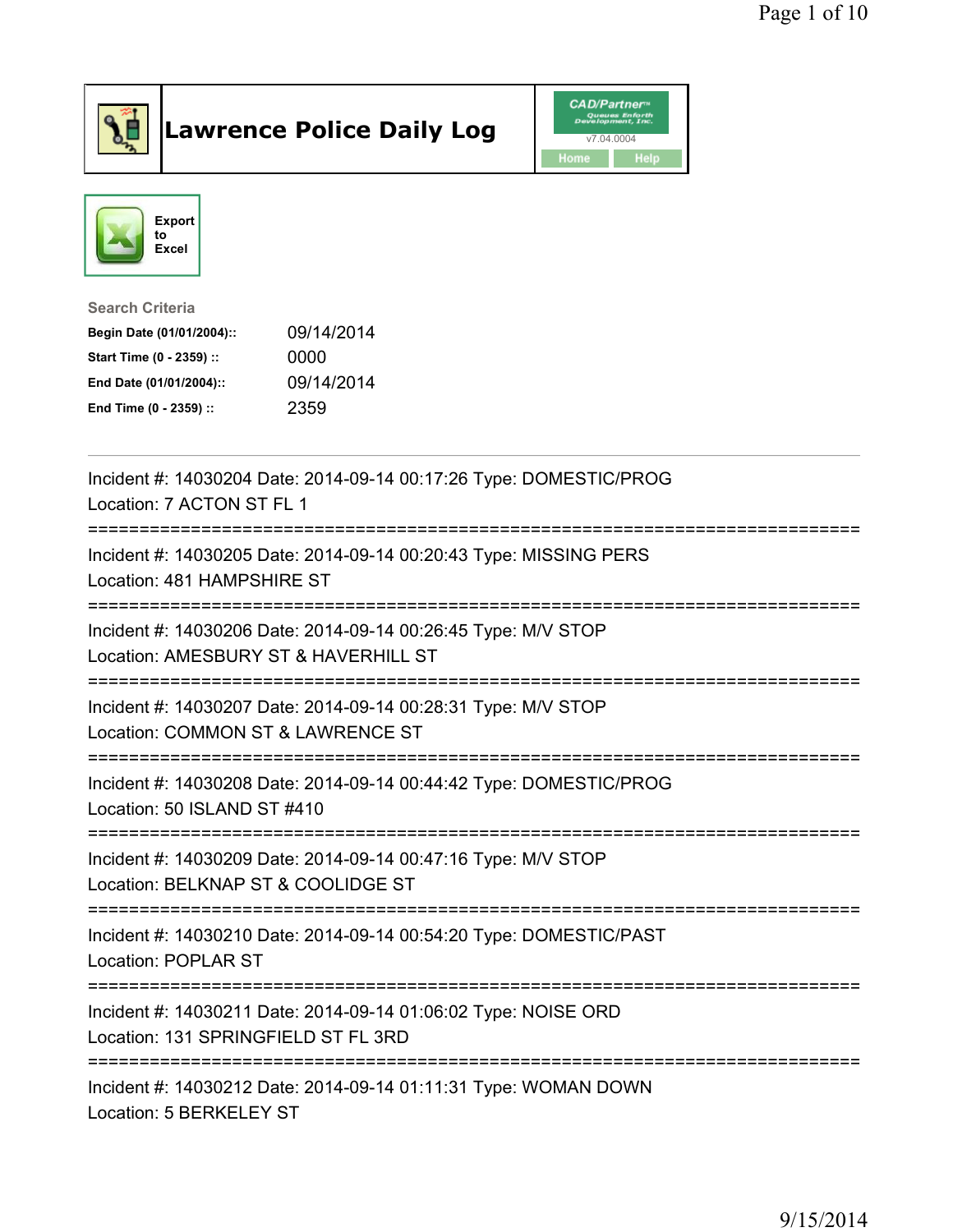# Lawrence Police Daily Log

CAD/Partner v7.04.0004

Home | Help

Export to Excel

**Search Criteria**

| | |
|---|---|
| **Begin Date (01/01/2004)::** | 09/14/2014 |
| **Start Time (0 - 2359) ::** | 0000 |
| **End Date (01/01/2004)::** | 09/14/2014 |
| **End Time (0 - 2359) ::** | 2359 |

---

Incident #: 14030204 Date: 2014-09-14 00:17:26 Type: DOMESTIC/PROG
Location: 7 ACTON ST FL 1

===========================================================================

Incident #: 14030205 Date: 2014-09-14 00:20:43 Type: MISSING PERS
Location: 481 HAMPSHIRE ST

===========================================================================

Incident #: 14030206 Date: 2014-09-14 00:26:45 Type: M/V STOP
Location: AMESBURY ST & HAVERHILL ST

===========================================================================

Incident #: 14030207 Date: 2014-09-14 00:28:31 Type: M/V STOP
Location: COMMON ST & LAWRENCE ST

===========================================================================

Incident #: 14030208 Date: 2014-09-14 00:44:42 Type: DOMESTIC/PROG
Location: 50 ISLAND ST #410

===========================================================================

Incident #: 14030209 Date: 2014-09-14 00:47:16 Type: M/V STOP
Location: BELKNAP ST & COOLIDGE ST

===========================================================================

Incident #: 14030210 Date: 2014-09-14 00:54:20 Type: DOMESTIC/PAST
Location: POPLAR ST

===========================================================================

Incident #: 14030211 Date: 2014-09-14 01:06:02 Type: NOISE ORD
Location: 131 SPRINGFIELD ST FL 3RD

===========================================================================

Incident #: 14030212 Date: 2014-09-14 01:11:31 Type: WOMAN DOWN
Location: 5 BERKELEY ST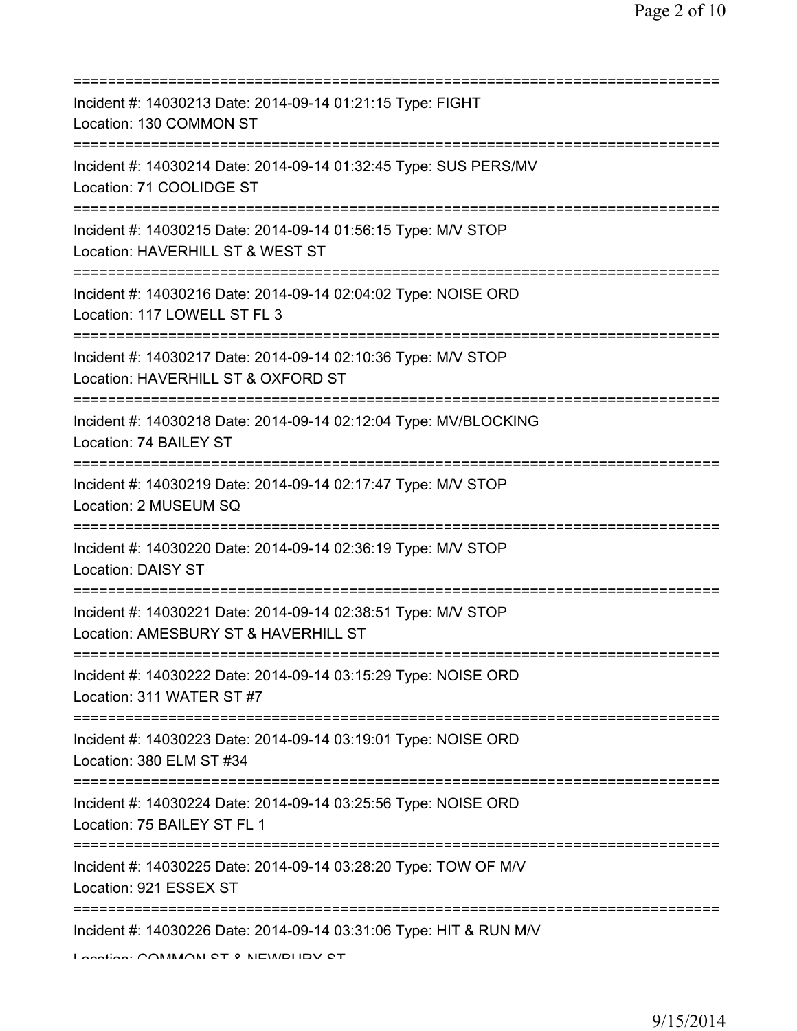===========================================================================

Incident #: 14030213 Date: 2014-09-14 01:21:15 Type: FIGHT
Location: 130 COMMON ST

===========================================================================

Incident #: 14030214 Date: 2014-09-14 01:32:45 Type: SUS PERS/MV
Location: 71 COOLIDGE ST

===========================================================================

Incident #: 14030215 Date: 2014-09-14 01:56:15 Type: M/V STOP
Location: HAVERHILL ST & WEST ST

===========================================================================

Incident #: 14030216 Date: 2014-09-14 02:04:02 Type: NOISE ORD
Location: 117 LOWELL ST FL 3

===========================================================================

Incident #: 14030217 Date: 2014-09-14 02:10:36 Type: M/V STOP
Location: HAVERHILL ST & OXFORD ST

===========================================================================

Incident #: 14030218 Date: 2014-09-14 02:12:04 Type: MV/BLOCKING
Location: 74 BAILEY ST

===========================================================================

Incident #: 14030219 Date: 2014-09-14 02:17:47 Type: M/V STOP
Location: 2 MUSEUM SQ

===========================================================================

Incident #: 14030220 Date: 2014-09-14 02:36:19 Type: M/V STOP
Location: DAISY ST

===========================================================================

Incident #: 14030221 Date: 2014-09-14 02:38:51 Type: M/V STOP
Location: AMESBURY ST & HAVERHILL ST

===========================================================================

Incident #: 14030222 Date: 2014-09-14 03:15:29 Type: NOISE ORD
Location: 311 WATER ST #7

===========================================================================

Incident #: 14030223 Date: 2014-09-14 03:19:01 Type: NOISE ORD
Location: 380 ELM ST #34

===========================================================================

Incident #: 14030224 Date: 2014-09-14 03:25:56 Type: NOISE ORD
Location: 75 BAILEY ST FL 1

===========================================================================

Incident #: 14030225 Date: 2014-09-14 03:28:20 Type: TOW OF M/V
Location: 921 ESSEX ST

===========================================================================

Incident #: 14030226 Date: 2014-09-14 03:31:06 Type: HIT & RUN M/V
Location: COMMON ST & NEWBURY ST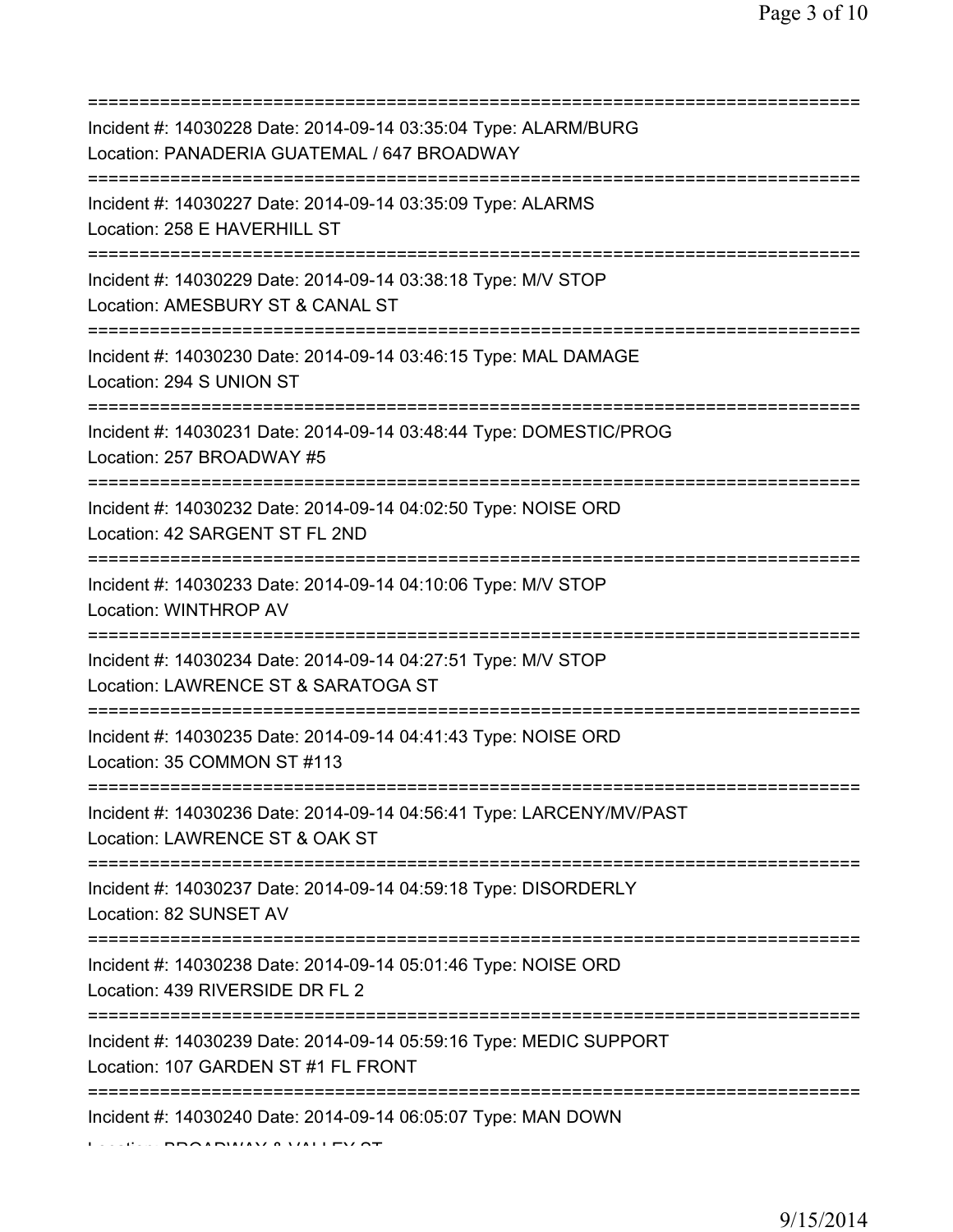===========================================================================
Incident #: 14030228 Date: 2014-09-14 03:35:04 Type: ALARM/BURG
Location: PANADERIA GUATEMAL / 647 BROADWAY
===========================================================================
Incident #: 14030227 Date: 2014-09-14 03:35:09 Type: ALARMS
Location: 258 E HAVERHILL ST
===========================================================================
Incident #: 14030229 Date: 2014-09-14 03:38:18 Type: M/V STOP
Location: AMESBURY ST & CANAL ST
===========================================================================
Incident #: 14030230 Date: 2014-09-14 03:46:15 Type: MAL DAMAGE
Location: 294 S UNION ST
===========================================================================
Incident #: 14030231 Date: 2014-09-14 03:48:44 Type: DOMESTIC/PROG
Location: 257 BROADWAY #5
===========================================================================
Incident #: 14030232 Date: 2014-09-14 04:02:50 Type: NOISE ORD
Location: 42 SARGENT ST FL 2ND
===========================================================================
Incident #: 14030233 Date: 2014-09-14 04:10:06 Type: M/V STOP
Location: WINTHROP AV
===========================================================================
Incident #: 14030234 Date: 2014-09-14 04:27:51 Type: M/V STOP
Location: LAWRENCE ST & SARATOGA ST
===========================================================================
Incident #: 14030235 Date: 2014-09-14 04:41:43 Type: NOISE ORD
Location: 35 COMMON ST #113
===========================================================================
Incident #: 14030236 Date: 2014-09-14 04:56:41 Type: LARCENY/MV/PAST
Location: LAWRENCE ST & OAK ST
===========================================================================
Incident #: 14030237 Date: 2014-09-14 04:59:18 Type: DISORDERLY
Location: 82 SUNSET AV
===========================================================================
Incident #: 14030238 Date: 2014-09-14 05:01:46 Type: NOISE ORD
Location: 439 RIVERSIDE DR FL 2
===========================================================================
Incident #: 14030239 Date: 2014-09-14 05:59:16 Type: MEDIC SUPPORT
Location: 107 GARDEN ST #1 FL FRONT
===========================================================================
Incident #: 14030240 Date: 2014-09-14 06:05:07 Type: MAN DOWN
Location: BROADWAY & VALLEY ST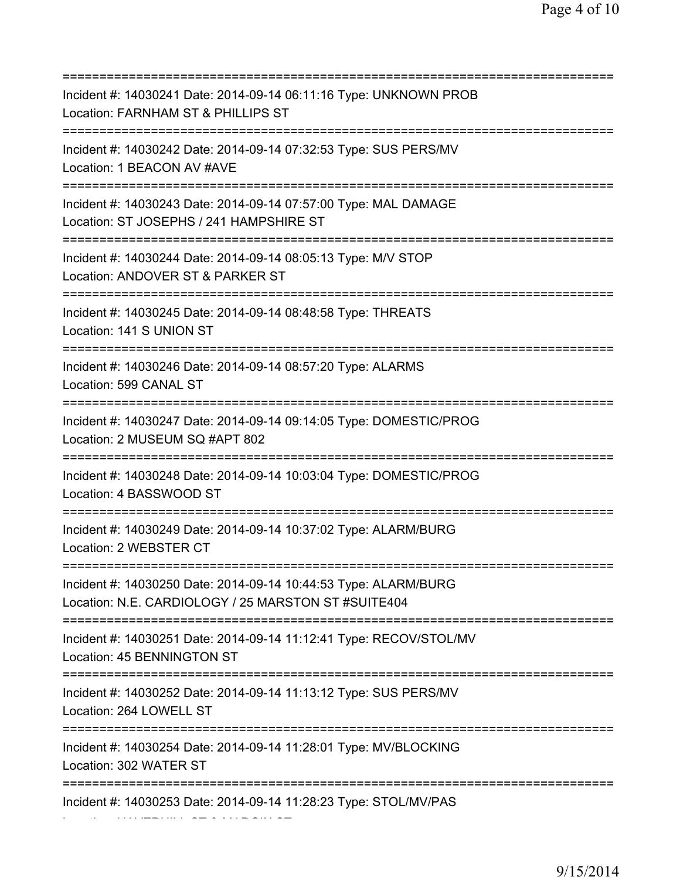===========================================================================
Incident #: 14030241 Date: 2014-09-14 06:11:16 Type: UNKNOWN PROB
Location: FARNHAM ST & PHILLIPS ST
===========================================================================
Incident #: 14030242 Date: 2014-09-14 07:32:53 Type: SUS PERS/MV
Location: 1 BEACON AV #AVE
===========================================================================
Incident #: 14030243 Date: 2014-09-14 07:57:00 Type: MAL DAMAGE
Location: ST JOSEPHS / 241 HAMPSHIRE ST
===========================================================================
Incident #: 14030244 Date: 2014-09-14 08:05:13 Type: M/V STOP
Location: ANDOVER ST & PARKER ST
===========================================================================
Incident #: 14030245 Date: 2014-09-14 08:48:58 Type: THREATS
Location: 141 S UNION ST
===========================================================================
Incident #: 14030246 Date: 2014-09-14 08:57:20 Type: ALARMS
Location: 599 CANAL ST
===========================================================================
Incident #: 14030247 Date: 2014-09-14 09:14:05 Type: DOMESTIC/PROG
Location: 2 MUSEUM SQ #APT 802
===========================================================================
Incident #: 14030248 Date: 2014-09-14 10:03:04 Type: DOMESTIC/PROG
Location: 4 BASSWOOD ST
===========================================================================
Incident #: 14030249 Date: 2014-09-14 10:37:02 Type: ALARM/BURG
Location: 2 WEBSTER CT
===========================================================================
Incident #: 14030250 Date: 2014-09-14 10:44:53 Type: ALARM/BURG
Location: N.E. CARDIOLOGY / 25 MARSTON ST #SUITE404
===========================================================================
Incident #: 14030251 Date: 2014-09-14 11:12:41 Type: RECOV/STOL/MV
Location: 45 BENNINGTON ST
===========================================================================
Incident #: 14030252 Date: 2014-09-14 11:13:12 Type: SUS PERS/MV
Location: 264 LOWELL ST
===========================================================================
Incident #: 14030254 Date: 2014-09-14 11:28:01 Type: MV/BLOCKING
Location: 302 WATER ST
===========================================================================
Incident #: 14030253 Date: 2014-09-14 11:28:23 Type: STOL/MV/PAS
Location: HAVERHILL ST & MARGIN ST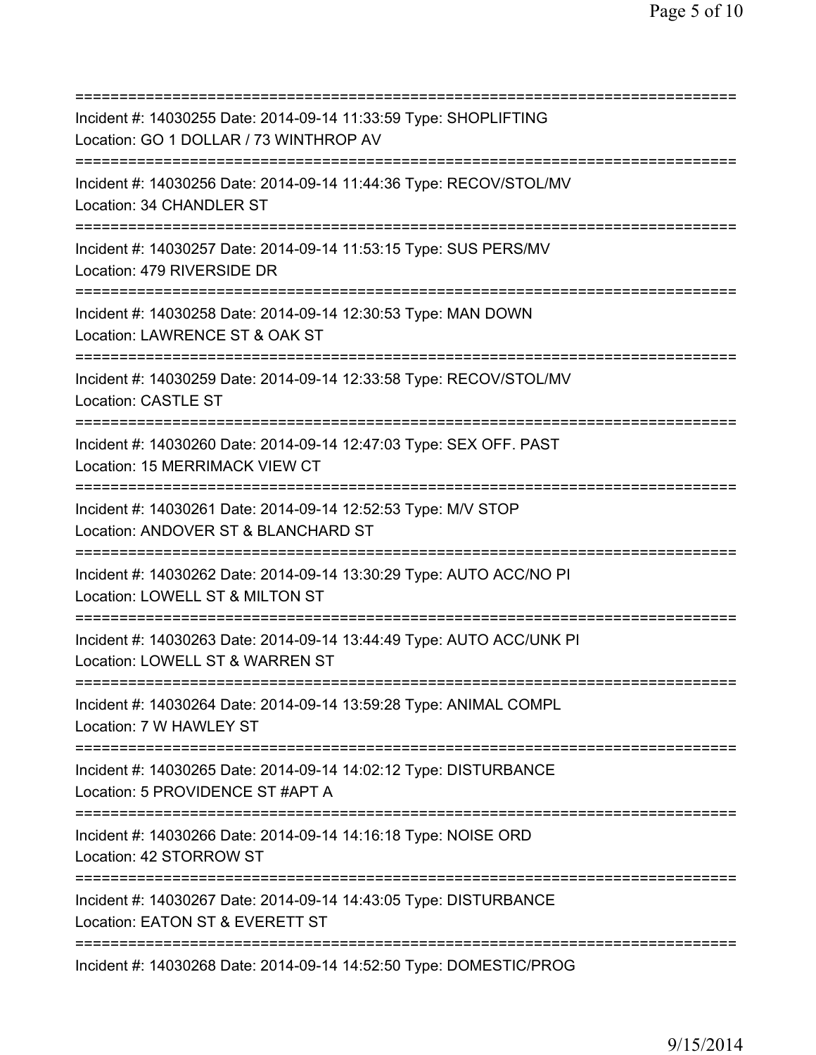===========================================================================

Incident #: 14030255 Date: 2014-09-14 11:33:59 Type: SHOPLIFTING
Location: GO 1 DOLLAR / 73 WINTHROP AV

===========================================================================

Incident #: 14030256 Date: 2014-09-14 11:44:36 Type: RECOV/STOL/MV
Location: 34 CHANDLER ST

===========================================================================

Incident #: 14030257 Date: 2014-09-14 11:53:15 Type: SUS PERS/MV
Location: 479 RIVERSIDE DR

===========================================================================

Incident #: 14030258 Date: 2014-09-14 12:30:53 Type: MAN DOWN
Location: LAWRENCE ST & OAK ST

===========================================================================

Incident #: 14030259 Date: 2014-09-14 12:33:58 Type: RECOV/STOL/MV
Location: CASTLE ST

===========================================================================

Incident #: 14030260 Date: 2014-09-14 12:47:03 Type: SEX OFF. PAST
Location: 15 MERRIMACK VIEW CT

===========================================================================

Incident #: 14030261 Date: 2014-09-14 12:52:53 Type: M/V STOP
Location: ANDOVER ST & BLANCHARD ST

===========================================================================

Incident #: 14030262 Date: 2014-09-14 13:30:29 Type: AUTO ACC/NO PI
Location: LOWELL ST & MILTON ST

===========================================================================

Incident #: 14030263 Date: 2014-09-14 13:44:49 Type: AUTO ACC/UNK PI
Location: LOWELL ST & WARREN ST

===========================================================================

Incident #: 14030264 Date: 2014-09-14 13:59:28 Type: ANIMAL COMPL
Location: 7 W HAWLEY ST

===========================================================================

Incident #: 14030265 Date: 2014-09-14 14:02:12 Type: DISTURBANCE
Location: 5 PROVIDENCE ST #APT A

===========================================================================

Incident #: 14030266 Date: 2014-09-14 14:16:18 Type: NOISE ORD
Location: 42 STORROW ST

===========================================================================

Incident #: 14030267 Date: 2014-09-14 14:43:05 Type: DISTURBANCE
Location: EATON ST & EVERETT ST

===========================================================================

Incident #: 14030268 Date: 2014-09-14 14:52:50 Type: DOMESTIC/PROG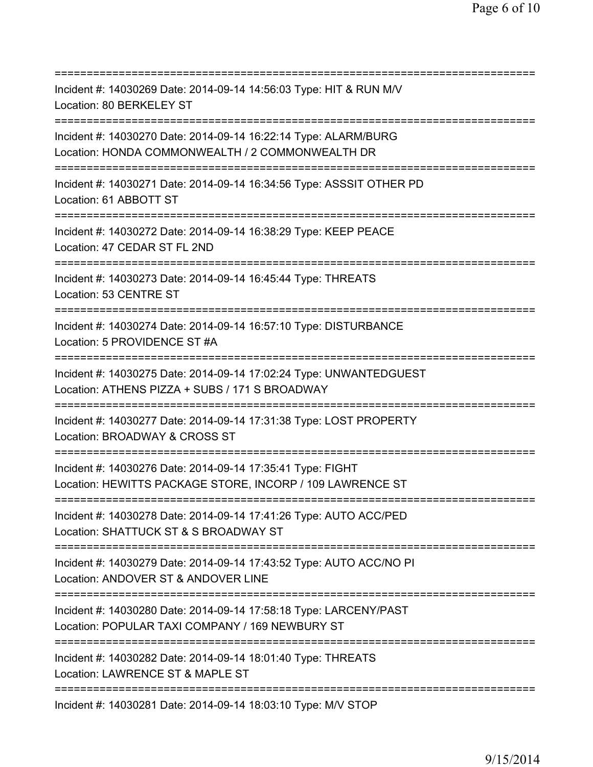===========================================================================
Incident #: 14030269 Date: 2014-09-14 14:56:03 Type: HIT & RUN M/V
Location: 80 BERKELEY ST
===========================================================================
Incident #: 14030270 Date: 2014-09-14 16:22:14 Type: ALARM/BURG
Location: HONDA COMMONWEALTH / 2 COMMONWEALTH DR
===========================================================================
Incident #: 14030271 Date: 2014-09-14 16:34:56 Type: ASSSIT OTHER PD
Location: 61 ABBOTT ST
===========================================================================
Incident #: 14030272 Date: 2014-09-14 16:38:29 Type: KEEP PEACE
Location: 47 CEDAR ST FL 2ND
===========================================================================
Incident #: 14030273 Date: 2014-09-14 16:45:44 Type: THREATS
Location: 53 CENTRE ST
===========================================================================
Incident #: 14030274 Date: 2014-09-14 16:57:10 Type: DISTURBANCE
Location: 5 PROVIDENCE ST #A
===========================================================================
Incident #: 14030275 Date: 2014-09-14 17:02:24 Type: UNWANTEDGUEST
Location: ATHENS PIZZA + SUBS / 171 S BROADWAY
===========================================================================
Incident #: 14030277 Date: 2014-09-14 17:31:38 Type: LOST PROPERTY
Location: BROADWAY & CROSS ST
===========================================================================
Incident #: 14030276 Date: 2014-09-14 17:35:41 Type: FIGHT
Location: HEWITTS PACKAGE STORE, INCORP / 109 LAWRENCE ST
===========================================================================
Incident #: 14030278 Date: 2014-09-14 17:41:26 Type: AUTO ACC/PED
Location: SHATTUCK ST & S BROADWAY ST
===========================================================================
Incident #: 14030279 Date: 2014-09-14 17:43:52 Type: AUTO ACC/NO PI
Location: ANDOVER ST & ANDOVER LINE
===========================================================================
Incident #: 14030280 Date: 2014-09-14 17:58:18 Type: LARCENY/PAST
Location: POPULAR TAXI COMPANY / 169 NEWBURY ST
===========================================================================
Incident #: 14030282 Date: 2014-09-14 18:01:40 Type: THREATS
Location: LAWRENCE ST & MAPLE ST
===========================================================================
Incident #: 14030281 Date: 2014-09-14 18:03:10 Type: M/V STOP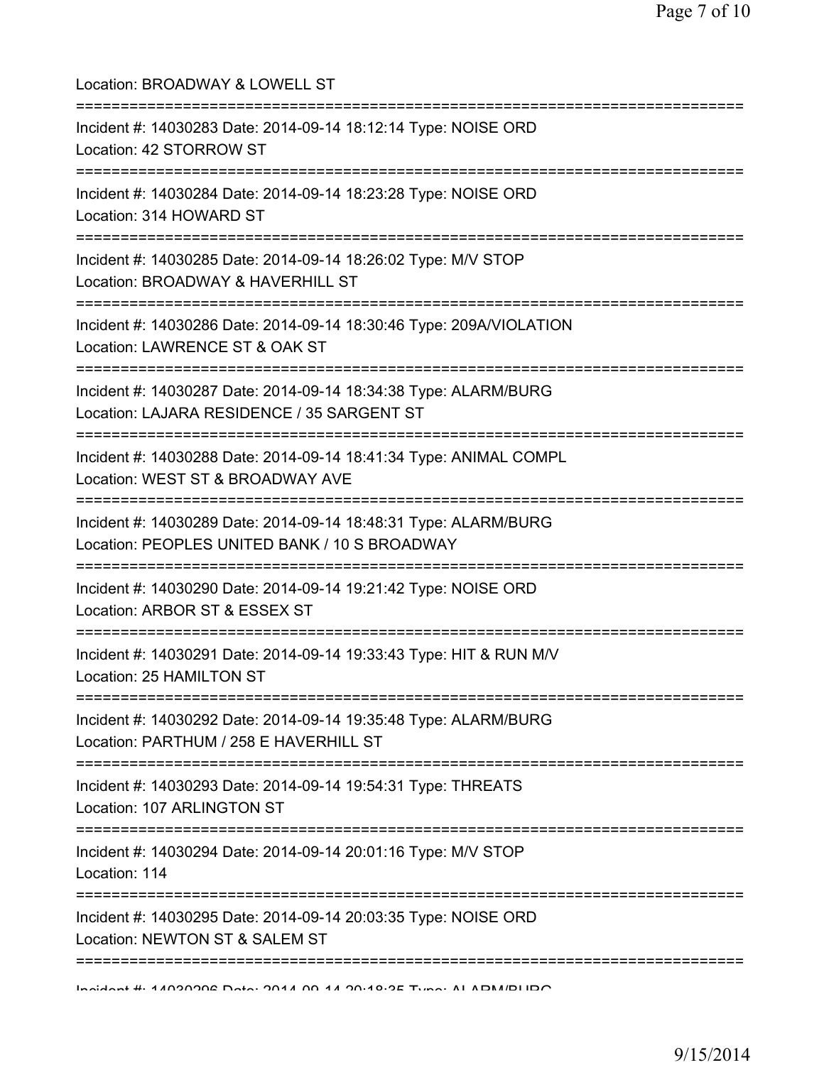Location: BROADWAY & LOWELL ST

===========================================================================

Incident #: 14030283 Date: 2014-09-14 18:12:14 Type: NOISE ORD

Location: 42 STORROW ST

===========================================================================

Incident #: 14030284 Date: 2014-09-14 18:23:28 Type: NOISE ORD

Location: 314 HOWARD ST

===========================================================================

Incident #: 14030285 Date: 2014-09-14 18:26:02 Type: M/V STOP

Location: BROADWAY & HAVERHILL ST

===========================================================================

Incident #: 14030286 Date: 2014-09-14 18:30:46 Type: 209A/VIOLATION

Location: LAWRENCE ST & OAK ST

===========================================================================

Incident #: 14030287 Date: 2014-09-14 18:34:38 Type: ALARM/BURG

Location: LAJARA RESIDENCE / 35 SARGENT ST

===========================================================================

Incident #: 14030288 Date: 2014-09-14 18:41:34 Type: ANIMAL COMPL

Location: WEST ST & BROADWAY AVE

===========================================================================

Incident #: 14030289 Date: 2014-09-14 18:48:31 Type: ALARM/BURG

Location: PEOPLES UNITED BANK / 10 S BROADWAY

===========================================================================

Incident #: 14030290 Date: 2014-09-14 19:21:42 Type: NOISE ORD

Location: ARBOR ST & ESSEX ST

===========================================================================

Incident #: 14030291 Date: 2014-09-14 19:33:43 Type: HIT & RUN M/V

Location: 25 HAMILTON ST

===========================================================================

Incident #: 14030292 Date: 2014-09-14 19:35:48 Type: ALARM/BURG

Location: PARTHUM / 258 E HAVERHILL ST

===========================================================================

Incident #: 14030293 Date: 2014-09-14 19:54:31 Type: THREATS

Location: 107 ARLINGTON ST

===========================================================================

Incident #: 14030294 Date: 2014-09-14 20:01:16 Type: M/V STOP

Location: 114

===========================================================================

Incident #: 14030295 Date: 2014-09-14 20:03:35 Type: NOISE ORD

Location: NEWTON ST & SALEM ST

===========================================================================

Incident #: 14030296 Date: 2014-09-14 20:18:35 Type: ALARM/BURG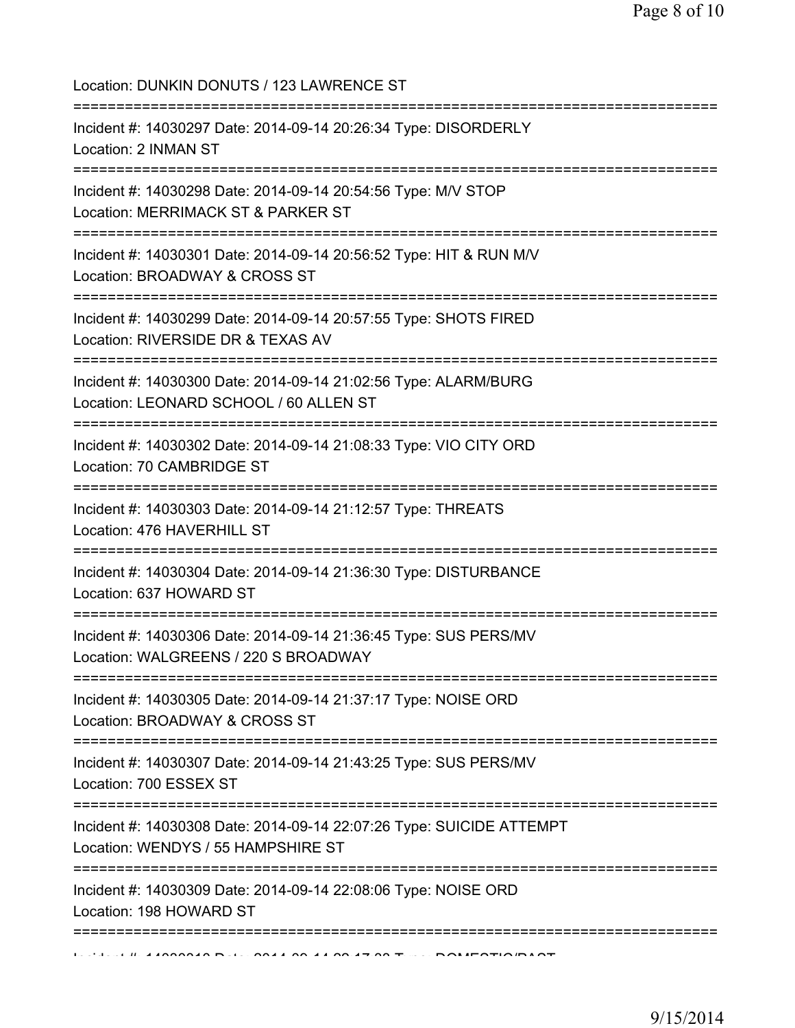Location: DUNKIN DONUTS / 123 LAWRENCE ST

===========================================================================

Incident #: 14030297 Date: 2014-09-14 20:26:34 Type: DISORDERLY
Location: 2 INMAN ST

===========================================================================

Incident #: 14030298 Date: 2014-09-14 20:54:56 Type: M/V STOP
Location: MERRIMACK ST & PARKER ST

===========================================================================

Incident #: 14030301 Date: 2014-09-14 20:56:52 Type: HIT & RUN M/V
Location: BROADWAY & CROSS ST

===========================================================================

Incident #: 14030299 Date: 2014-09-14 20:57:55 Type: SHOTS FIRED
Location: RIVERSIDE DR & TEXAS AV

===========================================================================

Incident #: 14030300 Date: 2014-09-14 21:02:56 Type: ALARM/BURG
Location: LEONARD SCHOOL / 60 ALLEN ST

===========================================================================

Incident #: 14030302 Date: 2014-09-14 21:08:33 Type: VIO CITY ORD
Location: 70 CAMBRIDGE ST

===========================================================================

Incident #: 14030303 Date: 2014-09-14 21:12:57 Type: THREATS
Location: 476 HAVERHILL ST

===========================================================================

Incident #: 14030304 Date: 2014-09-14 21:36:30 Type: DISTURBANCE
Location: 637 HOWARD ST

===========================================================================

Incident #: 14030306 Date: 2014-09-14 21:36:45 Type: SUS PERS/MV
Location: WALGREENS / 220 S BROADWAY

===========================================================================

Incident #: 14030305 Date: 2014-09-14 21:37:17 Type: NOISE ORD
Location: BROADWAY & CROSS ST

===========================================================================

Incident #: 14030307 Date: 2014-09-14 21:43:25 Type: SUS PERS/MV
Location: 700 ESSEX ST

===========================================================================

Incident #: 14030308 Date: 2014-09-14 22:07:26 Type: SUICIDE ATTEMPT
Location: WENDYS / 55 HAMPSHIRE ST

===========================================================================

Incident #: 14030309 Date: 2014-09-14 22:08:06 Type: NOISE ORD
Location: 198 HOWARD ST

===========================================================================

Incident #: 14030310 Date: 2014-09-14 22:17:03 Type: DOMESTIC/PAST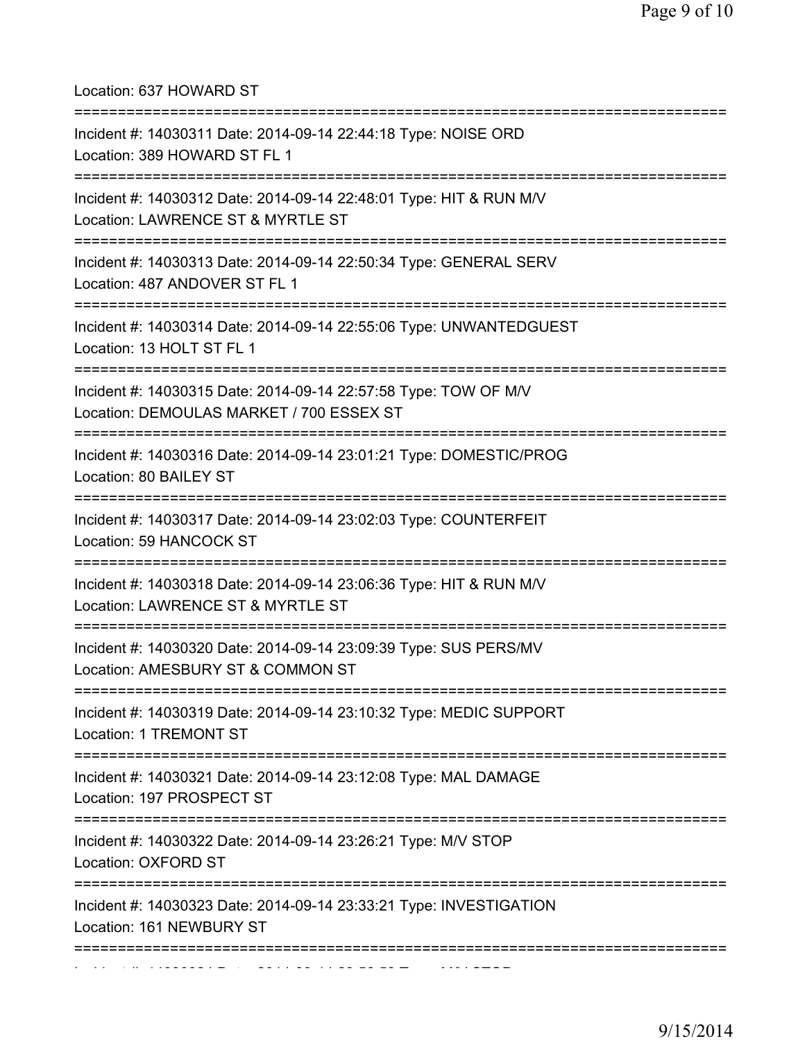Location: 637 HOWARD ST

===========================================================================

Incident #: 14030311 Date: 2014-09-14 22:44:18 Type: NOISE ORD
Location: 389 HOWARD ST FL 1

===========================================================================

Incident #: 14030312 Date: 2014-09-14 22:48:01 Type: HIT & RUN M/V
Location: LAWRENCE ST & MYRTLE ST

===========================================================================

Incident #: 14030313 Date: 2014-09-14 22:50:34 Type: GENERAL SERV
Location: 487 ANDOVER ST FL 1

===========================================================================

Incident #: 14030314 Date: 2014-09-14 22:55:06 Type: UNWANTEDGUEST
Location: 13 HOLT ST FL 1

===========================================================================

Incident #: 14030315 Date: 2014-09-14 22:57:58 Type: TOW OF M/V
Location: DEMOULAS MARKET / 700 ESSEX ST

===========================================================================

Incident #: 14030316 Date: 2014-09-14 23:01:21 Type: DOMESTIC/PROG
Location: 80 BAILEY ST

===========================================================================

Incident #: 14030317 Date: 2014-09-14 23:02:03 Type: COUNTERFEIT
Location: 59 HANCOCK ST

===========================================================================

Incident #: 14030318 Date: 2014-09-14 23:06:36 Type: HIT & RUN M/V
Location: LAWRENCE ST & MYRTLE ST

===========================================================================

Incident #: 14030320 Date: 2014-09-14 23:09:39 Type: SUS PERS/MV
Location: AMESBURY ST & COMMON ST

===========================================================================

Incident #: 14030319 Date: 2014-09-14 23:10:32 Type: MEDIC SUPPORT
Location: 1 TREMONT ST

===========================================================================

Incident #: 14030321 Date: 2014-09-14 23:12:08 Type: MAL DAMAGE
Location: 197 PROSPECT ST

===========================================================================

Incident #: 14030322 Date: 2014-09-14 23:26:21 Type: M/V STOP
Location: OXFORD ST

===========================================================================

Incident #: 14030323 Date: 2014-09-14 23:33:21 Type: INVESTIGATION
Location: 161 NEWBURY ST

===========================================================================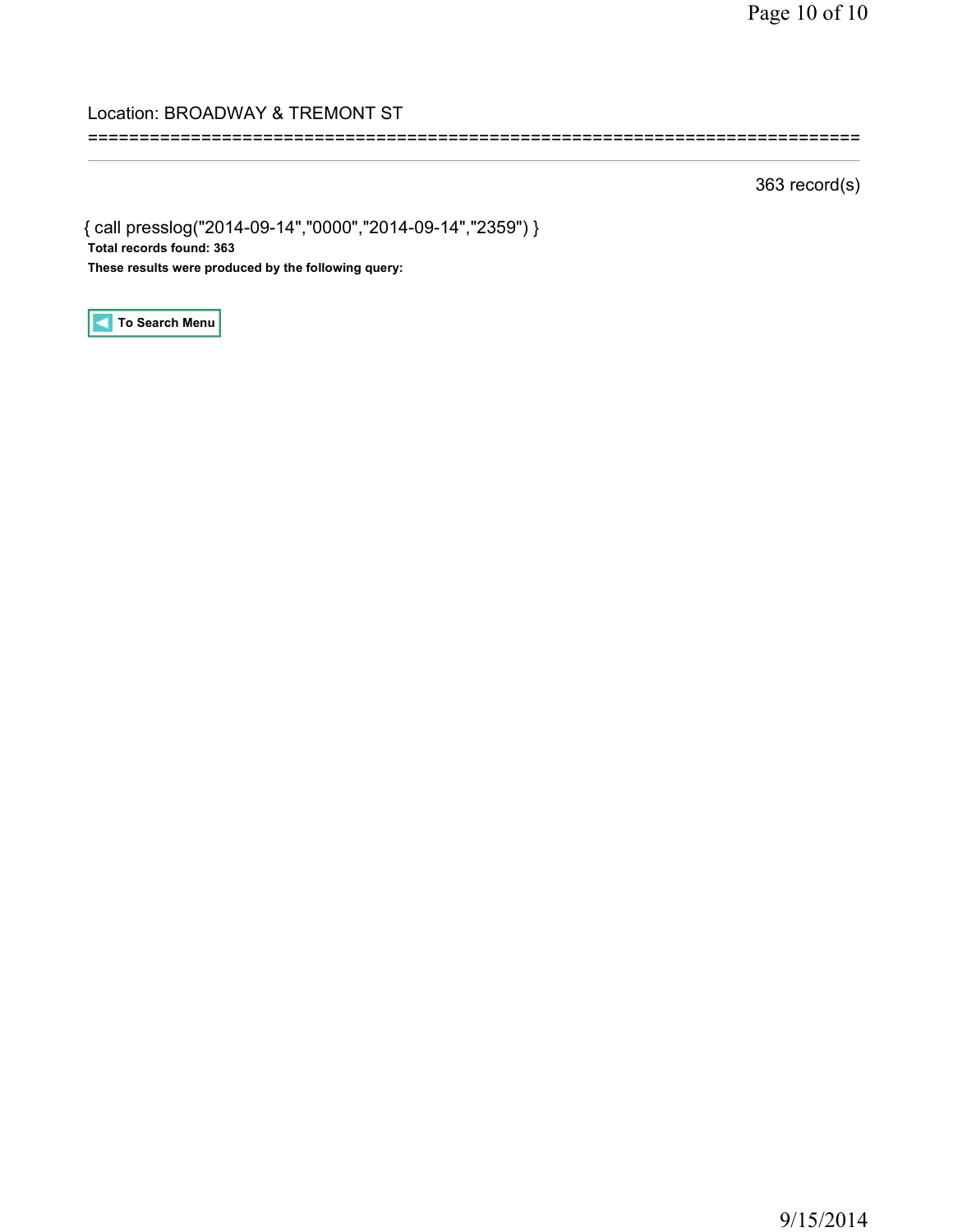Location: BROADWAY & TREMONT ST

===========================================================================

363 record(s)

{ call presslog("2014-09-14","0000","2014-09-14","2359") }

**Total records found: 363**

**These results were produced by the following query:**

**To Search Menu**